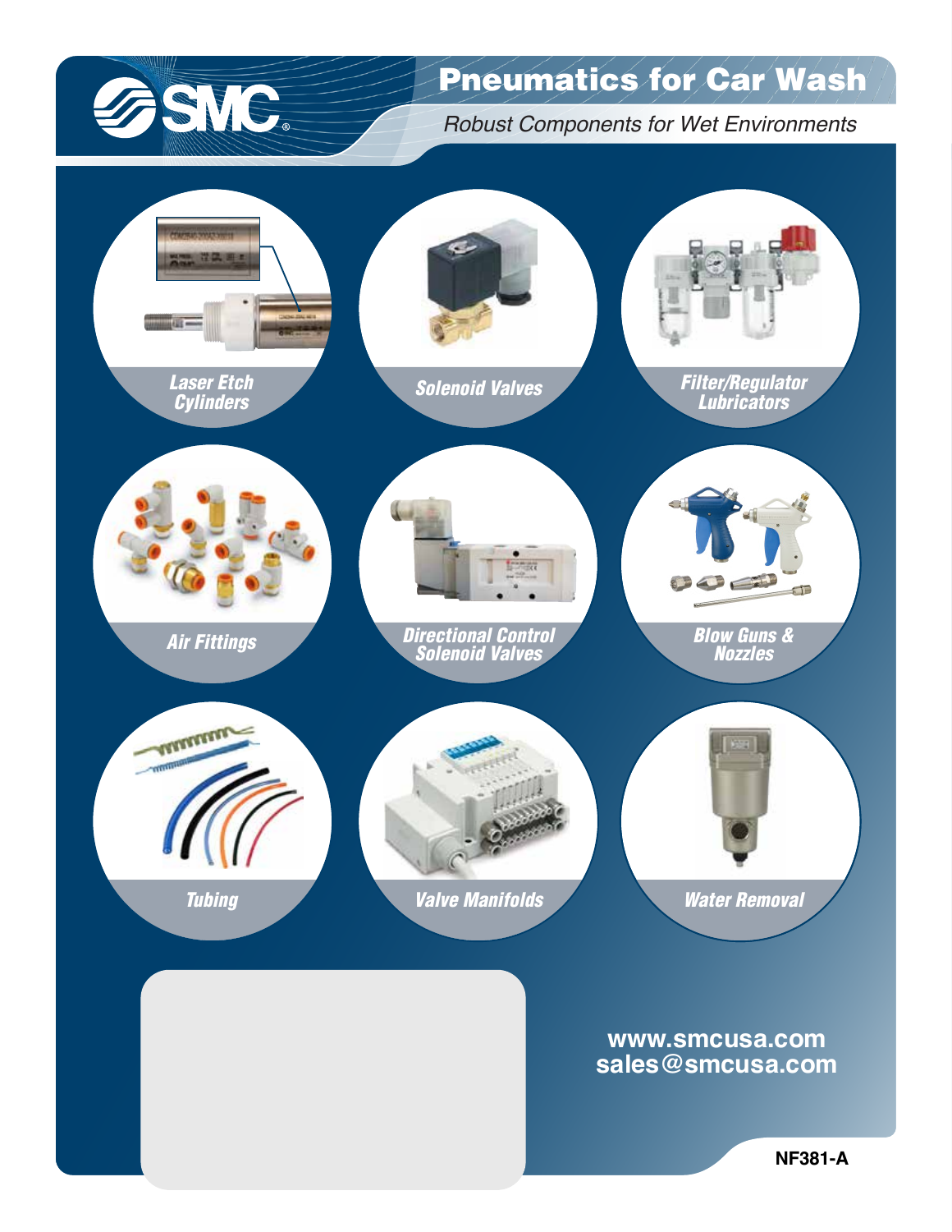SMC

# Pneumatics for Car Wash

*Robust Components for Wet Environments*

- Laser Etch Cylinders
- Solenoid Valves
- Filter/Regulator Lubricators
- Air Fittings
- Directional Control Solenoid Valves
- Blow Guns & Nozzles
- Tubing
- Valve Manifolds
- Water Removal

**www.smcusa.com**
**sales@smcusa.com**

**NF381-A**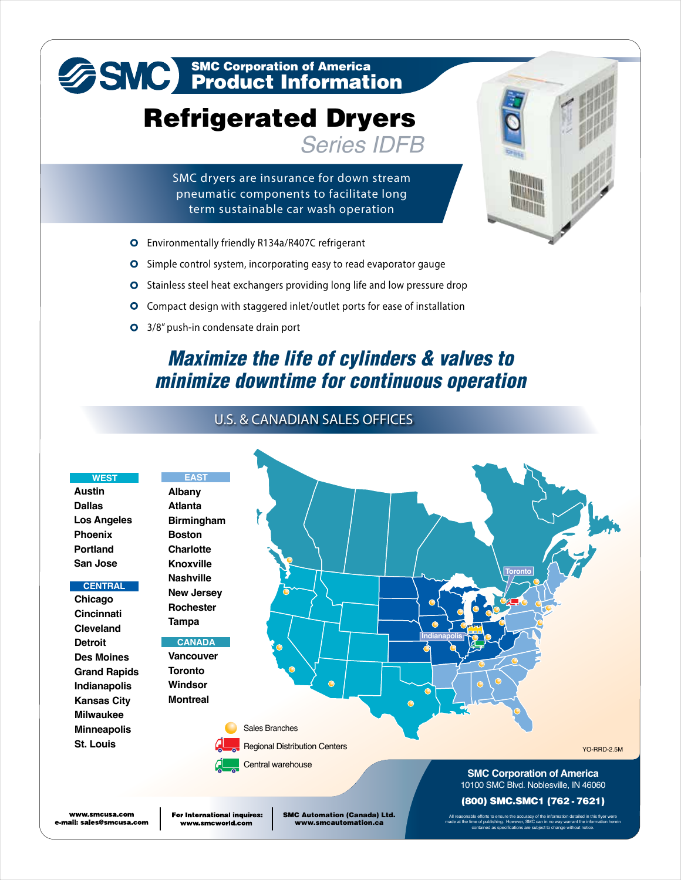# SMC Corporation of America Product Information

# Refrigerated Dryers

## *Series IDFB*

SMC dryers are insurance for down stream pneumatic components to facilitate long term sustainable car wash operation

- Environmentally friendly R134a/R407C refrigerant
- Simple control system, incorporating easy to read evaporator gauge
- Stainless steel heat exchangers providing long life and low pressure drop
- Compact design with staggered inlet/outlet ports for ease of installation
- 3/8" push-in condensate drain port

## *Maximize the life of cylinders & valves to minimize downtime for continuous operation*

## U.S. & CANADIAN SALES OFFICES

**WEST**

- Austin
- Dallas
- Los Angeles
- Phoenix
- Portland
- San Jose

**CENTRAL**

- Chicago
- Cincinnati
- Cleveland
- Detroit
- Des Moines
- Grand Rapids
- Indianapolis
- Kansas City
- Milwaukee
- Minneapolis
- St. Louis

**EAST**

- Albany
- Atlanta
- Birmingham
- Boston
- Charlotte
- Knoxville
- Nashville
- New Jersey
- Rochester
- Tampa

**CANADA**

- Vancouver
- Toronto
- Windsor
- Montreal

Toronto

Indianapolis

Sales Branches

Regional Distribution Centers

Central warehouse

YO-RRD-2.5M

**SMC Corporation of America**
10100 SMC Blvd. Noblesville, IN 46060

**(800) SMC.SMC1 (762 - 7621)**

All reasonable efforts to ensure the accuracy of the information detailed in this flyer were made at the time of publishing. However, SMC can in no way warrant the information herein contained as specifications are subject to change without notice.

**www.smcusa.com**
**e-mail: sales@smcusa.com**

**For International inquires:**
**www.smcworld.com**

**SMC Automation (Canada) Ltd.**
**www.smcautomation.ca**